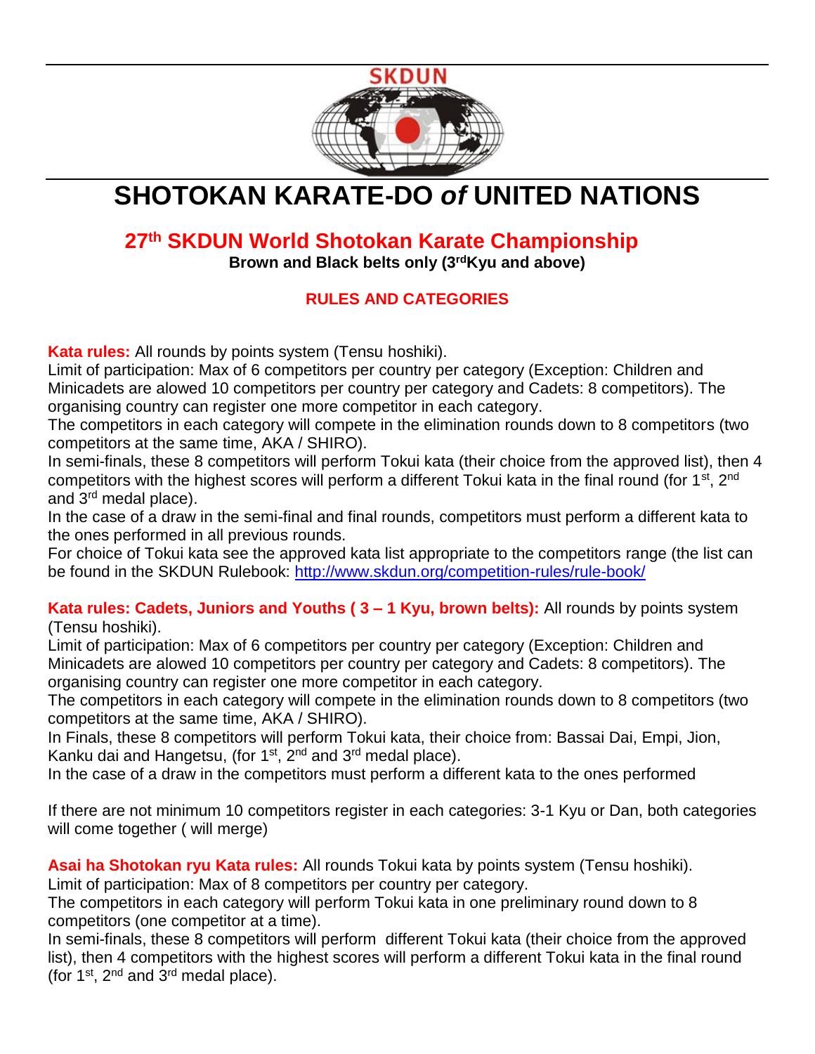SKDUN

# SHOTOKAN KARATE-DO *of* UNITED NATIONS

## 27th SKDUN World Shotokan Karate Championship

**Brown and Black belts only (3rdKyu and above)**

### RULES AND CATEGORIES

**Kata rules:** All rounds by points system (Tensu hoshiki).
Limit of participation: Max of 6 competitors per country per category (Exception: Children and Minicadets are alowed 10 competitors per country per category and Cadets: 8 competitors). The organising country can register one more competitor in each category.
The competitors in each category will compete in the elimination rounds down to 8 competitors (two competitors at the same time, AKA / SHIRO).
In semi-finals, these 8 competitors will perform Tokui kata (their choice from the approved list), then 4 competitors with the highest scores will perform a different Tokui kata in the final round (for 1st, 2nd and 3rd medal place).
In the case of a draw in the semi-final and final rounds, competitors must perform a different kata to the ones performed in all previous rounds.
For choice of Tokui kata see the approved kata list appropriate to the competitors range (the list can be found in the SKDUN Rulebook: http://www.skdun.org/competition-rules/rule-book/

**Kata rules: Cadets, Juniors and Youths ( 3 – 1 Kyu, brown belts):** All rounds by points system (Tensu hoshiki).
Limit of participation: Max of 6 competitors per country per category (Exception: Children and Minicadets are alowed 10 competitors per country per category and Cadets: 8 competitors). The organising country can register one more competitor in each category.
The competitors in each category will compete in the elimination rounds down to 8 competitors (two competitors at the same time, AKA / SHIRO).
In Finals, these 8 competitors will perform Tokui kata, their choice from: Bassai Dai, Empi, Jion, Kanku dai and Hangetsu, (for 1st, 2nd and 3rd medal place).
In the case of a draw in the competitors must perform a different kata to the ones performed

If there are not minimum 10 competitors register in each categories: 3-1 Kyu or Dan, both categories will come together ( will merge)

**Asai ha Shotokan ryu Kata rules:** All rounds Tokui kata by points system (Tensu hoshiki).
Limit of participation: Max of 8 competitors per country per category.
The competitors in each category will perform Tokui kata in one preliminary round down to 8 competitors (one competitor at a time).
In semi-finals, these 8 competitors will perform different Tokui kata (their choice from the approved list), then 4 competitors with the highest scores will perform a different Tokui kata in the final round (for 1st, 2nd and 3rd medal place).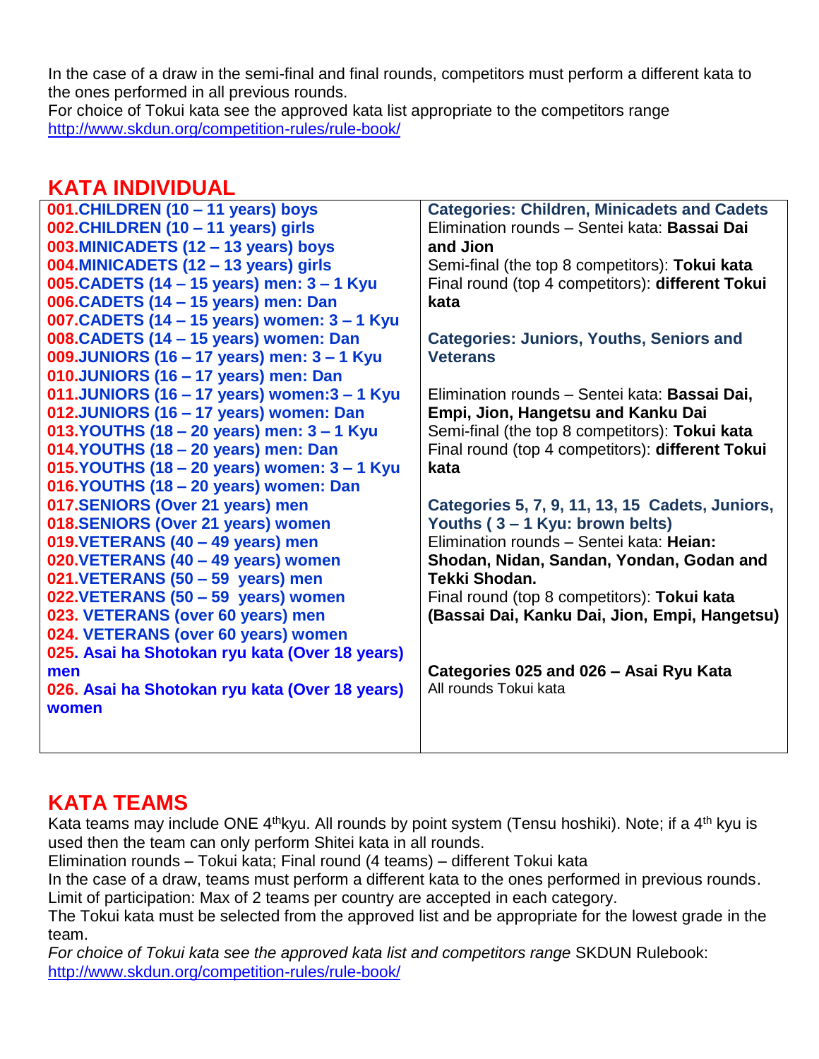In the case of a draw in the semi-final and final rounds, competitors must perform a different kata to the ones performed in all previous rounds.
For choice of Tokui kata see the approved kata list appropriate to the competitors range
http://www.skdun.org/competition-rules/rule-book/

## KATA INDIVIDUAL

| Categories | Rules |
|---|---|
| **001.CHILDREN (10 – 11 years) boys**<br>**002.CHILDREN (10 – 11 years) girls**<br>**003.MINICADETS (12 – 13 years) boys**<br>**004.MINICADETS (12 – 13 years) girls**<br>**005.CADETS (14 – 15 years) men: 3 – 1 Kyu**<br>**006.CADETS (14 – 15 years) men: Dan**<br>**007.CADETS (14 – 15 years) women: 3 – 1 Kyu**<br>**008.CADETS (14 – 15 years) women: Dan**<br>**009.JUNIORS (16 – 17 years) men: 3 – 1 Kyu**<br>**010.JUNIORS (16 – 17 years) men: Dan**<br>**011.JUNIORS (16 – 17 years) women:3 – 1 Kyu**<br>**012.JUNIORS (16 – 17 years) women: Dan**<br>**013.YOUTHS (18 – 20 years) men: 3 – 1 Kyu**<br>**014.YOUTHS (18 – 20 years) men: Dan**<br>**015.YOUTHS (18 – 20 years) women: 3 – 1 Kyu**<br>**016.YOUTHS (18 – 20 years) women: Dan**<br>**017.SENIORS (Over 21 years) men**<br>**018.SENIORS (Over 21 years) women**<br>**019.VETERANS (40 – 49 years) men**<br>**020.VETERANS (40 – 49 years) women**<br>**021.VETERANS (50 – 59 years) men**<br>**022.VETERANS (50 – 59 years) women**<br>**023. VETERANS (over 60 years) men**<br>**024. VETERANS (over 60 years) women**<br>**025. Asai ha Shotokan ryu kata (Over 18 years) men**<br>**026. Asai ha Shotokan ryu kata (Over 18 years) women** | **Categories: Children, Minicadets and Cadets**<br>Elimination rounds – Sentei kata: **Bassai Dai and Jion**<br>Semi-final (the top 8 competitors): **Tokui kata**<br>Final round (top 4 competitors): **different Tokui kata**<br><br>**Categories: Juniors, Youths, Seniors and Veterans**<br><br>Elimination rounds – Sentei kata: **Bassai Dai, Empi, Jion, Hangetsu and Kanku Dai**<br>Semi-final (the top 8 competitors): **Tokui kata**<br>Final round (top 4 competitors): **different Tokui kata**<br><br>**Categories 5, 7, 9, 11, 13, 15 Cadets, Juniors, Youths ( 3 – 1 Kyu: brown belts)**<br>Elimination rounds – Sentei kata: **Heian: Shodan, Nidan, Sandan, Yondan, Godan and Tekki Shodan.**<br>Final round (top 8 competitors): **Tokui kata (Bassai Dai, Kanku Dai, Jion, Empi, Hangetsu)**<br><br>**Categories 025 and 026 – Asai Ryu Kata**<br>All rounds Tokui kata |

## KATA TEAMS

Kata teams may include ONE 4th kyu. All rounds by point system (Tensu hoshiki). Note; if a 4th kyu is used then the team can only perform Shitei kata in all rounds.
Elimination rounds – Tokui kata; Final round (4 teams) – different Tokui kata
In the case of a draw, teams must perform a different kata to the ones performed in previous rounds.
Limit of participation: Max of 2 teams per country are accepted in each category.
The Tokui kata must be selected from the approved list and be appropriate for the lowest grade in the team.
*For choice of Tokui kata see the approved kata list and competitors range* SKDUN Rulebook:
http://www.skdun.org/competition-rules/rule-book/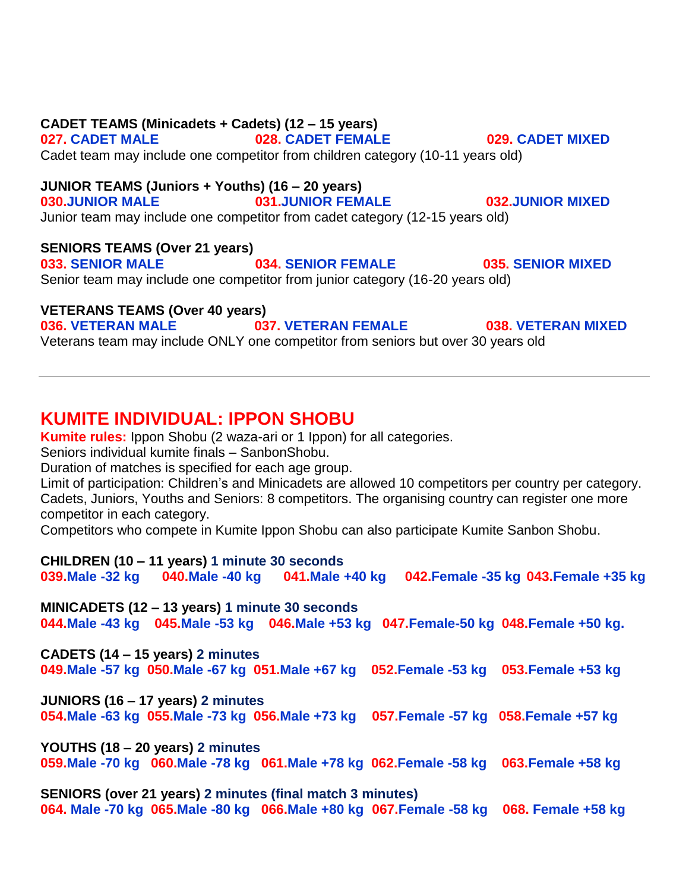**CADET TEAMS (Minicadets + Cadets) (12 – 15 years)**

**027. CADET MALE** **028. CADET FEMALE** **029. CADET MIXED**

Cadet team may include one competitor from children category (10-11 years old)

**JUNIOR TEAMS (Juniors + Youths) (16 – 20 years)**

**030.JUNIOR MALE** **031.JUNIOR FEMALE** **032.JUNIOR MIXED**

Junior team may include one competitor from cadet category (12-15 years old)

**SENIORS TEAMS (Over 21 years)**

**033. SENIOR MALE** **034. SENIOR FEMALE** **035. SENIOR MIXED**

Senior team may include one competitor from junior category (16-20 years old)

**VETERANS TEAMS (Over 40 years)**

**036. VETERAN MALE** **037. VETERAN FEMALE** **038. VETERAN MIXED**

Veterans team may include ONLY one competitor from seniors but over 30 years old

---

## KUMITE INDIVIDUAL: IPPON SHOBU

**Kumite rules:** Ippon Shobu (2 waza-ari or 1 Ippon) for all categories.
Seniors individual kumite finals – SanbonShobu.
Duration of matches is specified for each age group.
Limit of participation: Children's and Minicadets are allowed 10 competitors per country per category. Cadets, Juniors, Youths and Seniors: 8 competitors. The organising country can register one more competitor in each category.
Competitors who compete in Kumite Ippon Shobu can also participate Kumite Sanbon Shobu.

**CHILDREN (10 – 11 years) 1 minute 30 seconds**

**039.Male -32 kg** **040.Male -40 kg** **041.Male +40 kg** **042.Female -35 kg** **043.Female +35 kg**

**MINICADETS (12 – 13 years) 1 minute 30 seconds**

**044.Male -43 kg** **045.Male -53 kg** **046.Male +53 kg** **047.Female-50 kg** **048.Female +50 kg.**

**CADETS (14 – 15 years) 2 minutes**

**049.Male -57 kg** **050.Male -67 kg** **051.Male +67 kg** **052.Female -53 kg** **053.Female +53 kg**

**JUNIORS (16 – 17 years) 2 minutes**

**054.Male -63 kg** **055.Male -73 kg** **056.Male +73 kg** **057.Female -57 kg** **058.Female +57 kg**

**YOUTHS (18 – 20 years) 2 minutes**

**059.Male -70 kg** **060.Male -78 kg** **061.Male +78 kg** **062.Female -58 kg** **063.Female +58 kg**

**SENIORS (over 21 years) 2 minutes (final match 3 minutes)**

**064. Male -70 kg** **065.Male -80 kg** **066.Male +80 kg** **067.Female -58 kg** **068. Female +58 kg**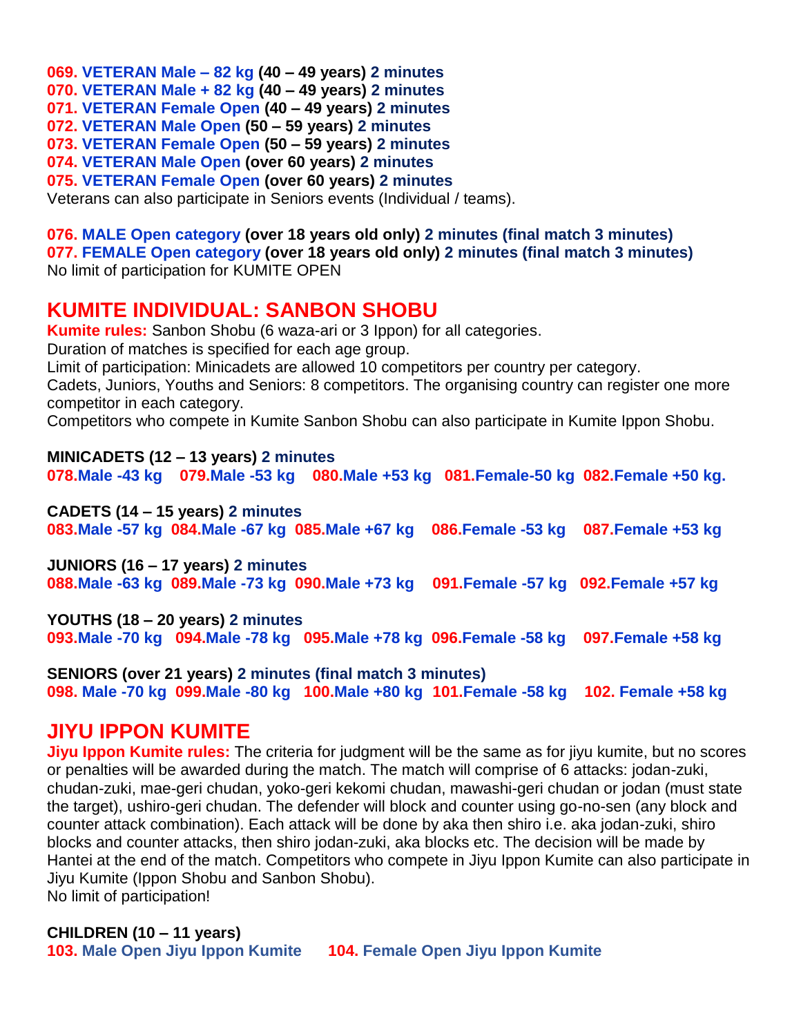**069. VETERAN Male – 82 kg (40 – 49 years) 2 minutes**
**070. VETERAN Male + 82 kg (40 – 49 years) 2 minutes**
**071. VETERAN Female Open (40 – 49 years) 2 minutes**
**072. VETERAN Male Open (50 – 59 years) 2 minutes**
**073. VETERAN Female Open (50 – 59 years) 2 minutes**
**074. VETERAN Male Open (over 60 years) 2 minutes**
**075. VETERAN Female Open (over 60 years) 2 minutes**
Veterans can also participate in Seniors events (Individual / teams).

**076. MALE Open category (over 18 years old only) 2 minutes (final match 3 minutes)**
**077. FEMALE Open category (over 18 years old only) 2 minutes (final match 3 minutes)**
No limit of participation for KUMITE OPEN

## KUMITE INDIVIDUAL: SANBON SHOBU

**Kumite rules:** Sanbon Shobu (6 waza-ari or 3 Ippon) for all categories.
Duration of matches is specified for each age group.
Limit of participation: Minicadets are allowed 10 competitors per country per category.
Cadets, Juniors, Youths and Seniors: 8 competitors. The organising country can register one more competitor in each category.
Competitors who compete in Kumite Sanbon Shobu can also participate in Kumite Ippon Shobu.

**MINICADETS (12 – 13 years) 2 minutes**
**078.Male -43 kg 079.Male -53 kg 080.Male +53 kg 081.Female-50 kg 082.Female +50 kg.**

**CADETS (14 – 15 years) 2 minutes**
**083.Male -57 kg 084.Male -67 kg 085.Male +67 kg 086.Female -53 kg 087.Female +53 kg**

**JUNIORS (16 – 17 years) 2 minutes**
**088.Male -63 kg 089.Male -73 kg 090.Male +73 kg 091.Female -57 kg 092.Female +57 kg**

**YOUTHS (18 – 20 years) 2 minutes**
**093.Male -70 kg 094.Male -78 kg 095.Male +78 kg 096.Female -58 kg 097.Female +58 kg**

**SENIORS (over 21 years) 2 minutes (final match 3 minutes)**
**098. Male -70 kg 099.Male -80 kg 100.Male +80 kg 101.Female -58 kg 102. Female +58 kg**

## JIYU IPPON KUMITE

**Jiyu Ippon Kumite rules:** The criteria for judgment will be the same as for jiyu kumite, but no scores or penalties will be awarded during the match. The match will comprise of 6 attacks: jodan-zuki, chudan-zuki, mae-geri chudan, yoko-geri kekomi chudan, mawashi-geri chudan or jodan (must state the target), ushiro-geri chudan. The defender will block and counter using go-no-sen (any block and counter attack combination). Each attack will be done by aka then shiro i.e. aka jodan-zuki, shiro blocks and counter attacks, then shiro jodan-zuki, aka blocks etc. The decision will be made by Hantei at the end of the match. Competitors who compete in Jiyu Ippon Kumite can also participate in Jiyu Kumite (Ippon Shobu and Sanbon Shobu).
No limit of participation!

**CHILDREN (10 – 11 years)**
**103. Male Open Jiyu Ippon Kumite 104. Female Open Jiyu Ippon Kumite**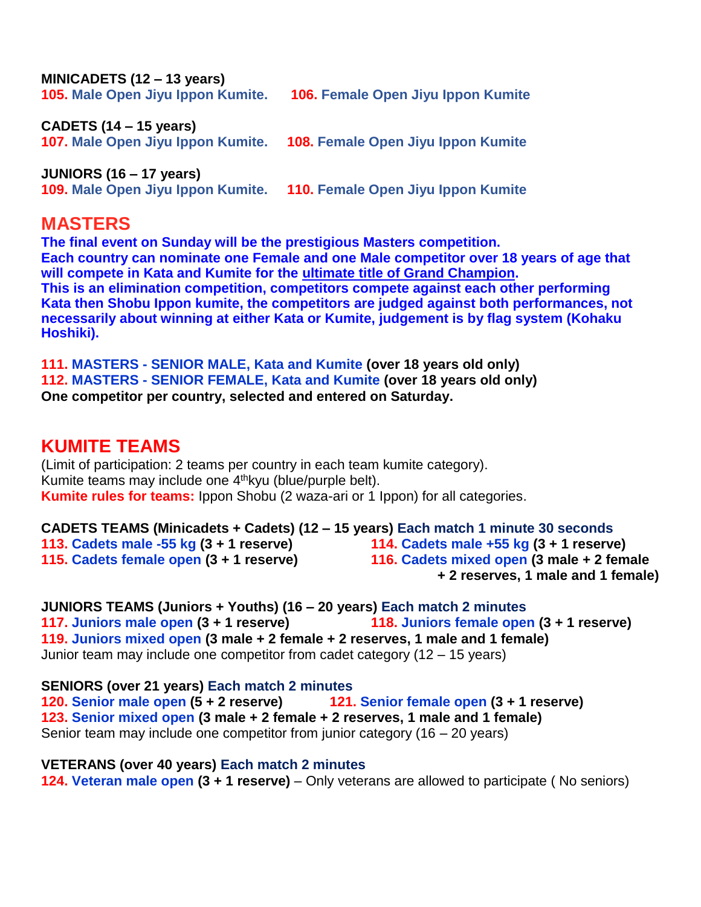**MINICADETS (12 – 13 years)**

**105. Male Open Jiyu Ippon Kumite.** **106. Female Open Jiyu Ippon Kumite**

**CADETS (14 – 15 years)**

**107. Male Open Jiyu Ippon Kumite.** **108. Female Open Jiyu Ippon Kumite**

**JUNIORS (16 – 17 years)**

**109. Male Open Jiyu Ippon Kumite.** **110. Female Open Jiyu Ippon Kumite**

## MASTERS

**The final event on Sunday will be the prestigious Masters competition.**
**Each country can nominate one Female and one Male competitor over 18 years of age that will compete in Kata and Kumite for the ultimate title of Grand Champion.**
**This is an elimination competition, competitors compete against each other performing Kata then Shobu Ippon kumite, the competitors are judged against both performances, not necessarily about winning at either Kata or Kumite, judgement is by flag system (Kohaku Hoshiki).**

**111. MASTERS - SENIOR MALE, Kata and Kumite (over 18 years old only)**
**112. MASTERS - SENIOR FEMALE, Kata and Kumite (over 18 years old only)**
**One competitor per country, selected and entered on Saturday.**

## KUMITE TEAMS

(Limit of participation: 2 teams per country in each team kumite category).
Kumite teams may include one 4th kyu (blue/purple belt).
**Kumite rules for teams:** Ippon Shobu (2 waza-ari or 1 Ippon) for all categories.

**CADETS TEAMS (Minicadets + Cadets) (12 – 15 years) Each match 1 minute 30 seconds**
**113. Cadets male -55 kg (3 + 1 reserve)**
**114. Cadets male +55 kg (3 + 1 reserve)**
**115. Cadets female open (3 + 1 reserve)**
**116. Cadets mixed open (3 male + 2 female + 2 reserves, 1 male and 1 female)**

**JUNIORS TEAMS (Juniors + Youths) (16 – 20 years) Each match 2 minutes**
**117. Juniors male open (3 + 1 reserve)**
**118. Juniors female open (3 + 1 reserve)**
**119. Juniors mixed open (3 male + 2 female + 2 reserves, 1 male and 1 female)**
Junior team may include one competitor from cadet category (12 – 15 years)

**SENIORS (over 21 years) Each match 2 minutes**
**120. Senior male open (5 + 2 reserve)**
**121. Senior female open (3 + 1 reserve)**
**123. Senior mixed open (3 male + 2 female + 2 reserves, 1 male and 1 female)**
Senior team may include one competitor from junior category (16 – 20 years)

**VETERANS (over 40 years) Each match 2 minutes**
**124. Veteran male open (3 + 1 reserve)** – Only veterans are allowed to participate ( No seniors)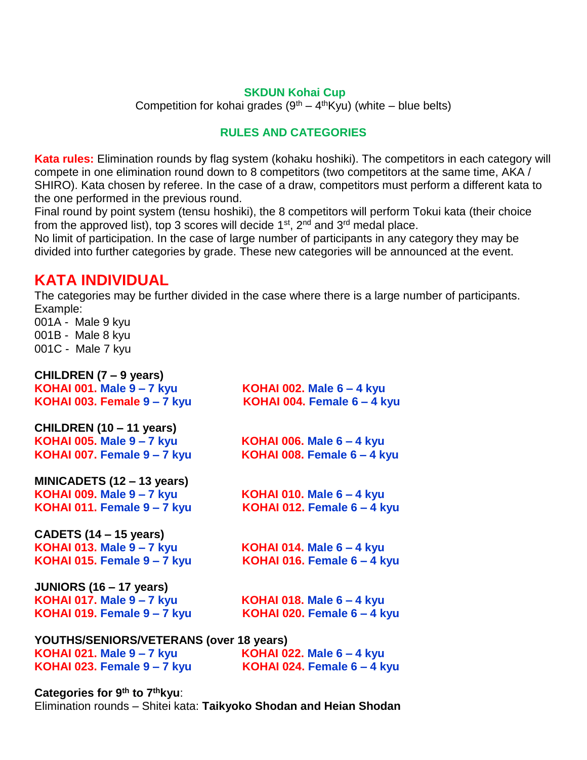**SKDUN Kohai Cup**

Competition for kohai grades ($9^{th}$ – $4^{th}$Kyu) (white – blue belts)

**RULES AND CATEGORIES**

**Kata rules:** Elimination rounds by flag system (kohaku hoshiki). The competitors in each category will compete in one elimination round down to 8 competitors (two competitors at the same time, AKA / SHIRO). Kata chosen by referee. In the case of a draw, competitors must perform a different kata to the one performed in the previous round.

Final round by point system (tensu hoshiki), the 8 competitors will perform Tokui kata (their choice from the approved list), top 3 scores will decide $1^{st}$, $2^{nd}$ and $3^{rd}$ medal place.

No limit of participation. In the case of large number of participants in any category they may be divided into further categories by grade. These new categories will be announced at the event.

# KATA INDIVIDUAL

The categories may be further divided in the case where there is a large number of participants.
Example:

001A - Male 9 kyu
001B - Male 8 kyu
001C - Male 7 kyu

**CHILDREN (7 – 9 years)**

**KOHAI 001. Male 9 – 7 kyu**
**KOHAI 002. Male 6 – 4 kyu**
**KOHAI 003. Female 9 – 7 kyu**
**KOHAI 004. Female 6 – 4 kyu**

**CHILDREN (10 – 11 years)**

**KOHAI 005. Male 9 – 7 kyu**
**KOHAI 006. Male 6 – 4 kyu**
**KOHAI 007. Female 9 – 7 kyu**
**KOHAI 008. Female 6 – 4 kyu**

**MINICADETS (12 – 13 years)**

**KOHAI 009. Male 9 – 7 kyu**
**KOHAI 010. Male 6 – 4 kyu**
**KOHAI 011. Female 9 – 7 kyu**
**KOHAI 012. Female 6 – 4 kyu**

**CADETS (14 – 15 years)**

**KOHAI 013. Male 9 – 7 kyu**
**KOHAI 014. Male 6 – 4 kyu**
**KOHAI 015. Female 9 – 7 kyu**
**KOHAI 016. Female 6 – 4 kyu**

**JUNIORS (16 – 17 years)**

**KOHAI 017. Male 9 – 7 kyu**
**KOHAI 018. Male 6 – 4 kyu**
**KOHAI 019. Female 9 – 7 kyu**
**KOHAI 020. Female 6 – 4 kyu**

**YOUTHS/SENIORS/VETERANS (over 18 years)**

**KOHAI 021. Male 9 – 7 kyu**
**KOHAI 022. Male 6 – 4 kyu**
**KOHAI 023. Female 9 – 7 kyu**
**KOHAI 024. Female 6 – 4 kyu**

**Categories for $9^{th}$ to $7^{th}$kyu**:
Elimination rounds – Shitei kata: **Taikyoko Shodan and Heian Shodan**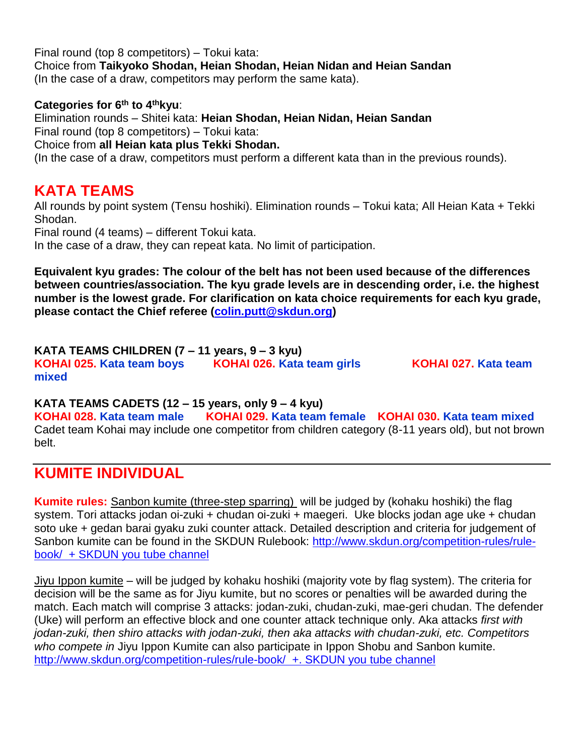Final round (top 8 competitors) – Tokui kata:
Choice from **Taikyoko Shodan, Heian Shodan, Heian Nidan and Heian Sandan**
(In the case of a draw, competitors may perform the same kata).

**Categories for 6th to 4th kyu**:
Elimination rounds – Shitei kata: **Heian Shodan, Heian Nidan, Heian Sandan**
Final round (top 8 competitors) – Tokui kata:
Choice from **all Heian kata plus Tekki Shodan.**
(In the case of a draw, competitors must perform a different kata than in the previous rounds).

## KATA TEAMS

All rounds by point system (Tensu hoshiki). Elimination rounds – Tokui kata; All Heian Kata + Tekki Shodan.
Final round (4 teams) – different Tokui kata.
In the case of a draw, they can repeat kata. No limit of participation.

**Equivalent kyu grades: The colour of the belt has not been used because of the differences between countries/association. The kyu grade levels are in descending order, i.e. the highest number is the lowest grade. For clarification on kata choice requirements for each kyu grade, please contact the Chief referee ([colin.putt@skdun.org](mailto:colin.putt@skdun.org))**

**KATA TEAMS CHILDREN (7 – 11 years, 9 – 3 kyu)**
**KOHAI 025. Kata team boys** **KOHAI 026. Kata team girls** **KOHAI 027. Kata team mixed**

**KATA TEAMS CADETS (12 – 15 years, only 9 – 4 kyu)**
**KOHAI 028. Kata team male** **KOHAI 029. Kata team female** **KOHAI 030. Kata team mixed**
Cadet team Kohai may include one competitor from children category (8-11 years old), but not brown belt.

---

## KUMITE INDIVIDUAL

**Kumite rules:** Sanbon kumite (three-step sparring) will be judged by (kohaku hoshiki) the flag system. Tori attacks jodan oi-zuki + chudan oi-zuki + maegeri. Uke blocks jodan age uke + chudan soto uke + gedan barai gyaku zuki counter attack. Detailed description and criteria for judgement of Sanbon kumite can be found in the SKDUN Rulebook: [http://www.skdun.org/competition-rules/rule-book/ + SKDUN you tube channel](http://www.skdun.org/competition-rules/rule-book/)

Jiyu Ippon kumite – will be judged by kohaku hoshiki (majority vote by flag system). The criteria for decision will be the same as for Jiyu kumite, but no scores or penalties will be awarded during the match. Each match will comprise 3 attacks: jodan-zuki, chudan-zuki, mae-geri chudan. The defender (Uke) will perform an effective block and one counter attack technique only. Aka attacks *first with jodan-zuki, then shiro attacks with jodan-zuki, then aka attacks with chudan-zuki, etc. Competitors who compete in* Jiyu Ippon Kumite can also participate in Ippon Shobu and Sanbon kumite.
[http://www.skdun.org/competition-rules/rule-book/ +. SKDUN you tube channel](http://www.skdun.org/competition-rules/rule-book/)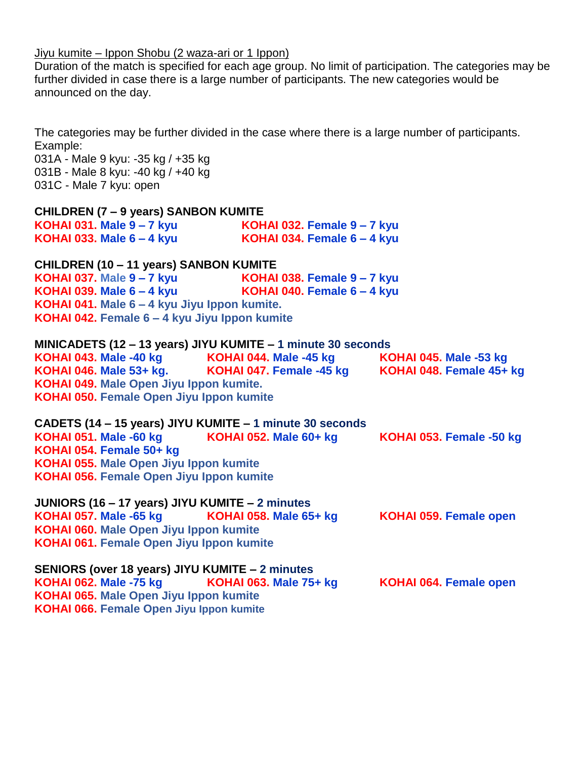Jiyu kumite – Ippon Shobu (2 waza-ari or 1 Ippon)

Duration of the match is specified for each age group. No limit of participation. The categories may be further divided in case there is a large number of participants. The new categories would be announced on the day.

The categories may be further divided in the case where there is a large number of participants.
Example:
031A - Male 9 kyu: -35 kg / +35 kg
031B - Male 8 kyu: -40 kg / +40 kg
031C - Male 7 kyu: open

**CHILDREN (7 – 9 years) SANBON KUMITE**

**KOHAI 031. Male 9 – 7 kyu**
**KOHAI 032. Female 9 – 7 kyu**
**KOHAI 033. Male 6 – 4 kyu**
**KOHAI 034. Female 6 – 4 kyu**

**CHILDREN (10 – 11 years) SANBON KUMITE**

**KOHAI 037. Male 9 – 7 kyu**
**KOHAI 038. Female 9 – 7 kyu**
**KOHAI 039. Male 6 – 4 kyu**
**KOHAI 040. Female 6 – 4 kyu**
**KOHAI 041. Male 6 – 4 kyu Jiyu Ippon kumite.**
**KOHAI 042. Female 6 – 4 kyu Jiyu Ippon kumite**

**MINICADETS (12 – 13 years) JIYU KUMITE – 1 minute 30 seconds**

**KOHAI 043. Male -40 kg**
**KOHAI 044. Male -45 kg**
**KOHAI 045. Male -53 kg**
**KOHAI 046. Male 53+ kg.**
**KOHAI 047. Female -45 kg**
**KOHAI 048. Female 45+ kg**
**KOHAI 049. Male Open Jiyu Ippon kumite.**
**KOHAI 050. Female Open Jiyu Ippon kumite**

**CADETS (14 – 15 years) JIYU KUMITE – 1 minute 30 seconds**

**KOHAI 051. Male -60 kg**
**KOHAI 052. Male 60+ kg**
**KOHAI 053. Female -50 kg**
**KOHAI 054. Female 50+ kg**
**KOHAI 055. Male Open Jiyu Ippon kumite**
**KOHAI 056. Female Open Jiyu Ippon kumite**

**JUNIORS (16 – 17 years) JIYU KUMITE – 2 minutes**

**KOHAI 057. Male -65 kg**
**KOHAI 058. Male 65+ kg**
**KOHAI 059. Female open**
**KOHAI 060. Male Open Jiyu Ippon kumite**
**KOHAI 061. Female Open Jiyu Ippon kumite**

**SENIORS (over 18 years) JIYU KUMITE – 2 minutes**

**KOHAI 062. Male -75 kg**
**KOHAI 063. Male 75+ kg**
**KOHAI 064. Female open**
**KOHAI 065. Male Open Jiyu Ippon kumite**
**KOHAI 066. Female Open Jiyu Ippon kumite**